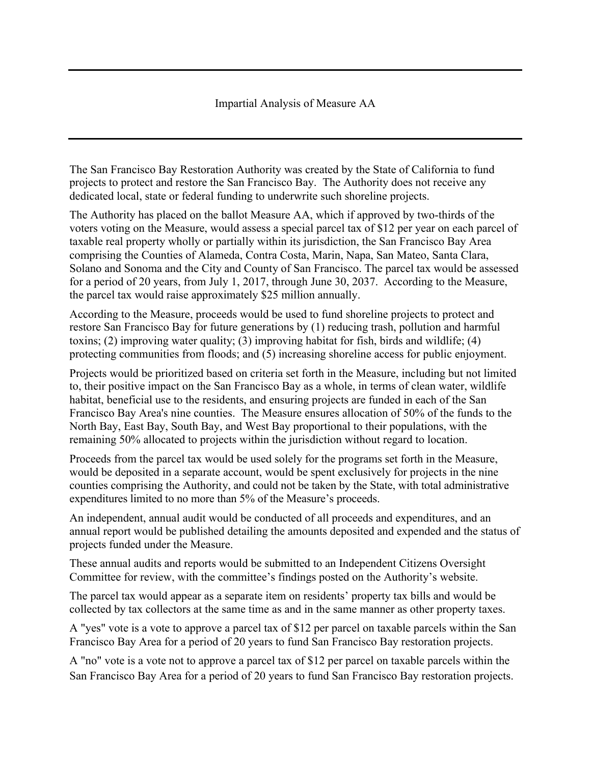# Impartial Analysis of Measure AA

The San Francisco Bay Restoration Authority was created by the State of California to fund projects to protect and restore the San Francisco Bay. The Authority does not receive any dedicated local, state or federal funding to underwrite such shoreline projects.

The Authority has placed on the ballot Measure AA, which if approved by two-thirds of the voters voting on the Measure, would assess a special parcel tax of $12 per year on each parcel of taxable real property wholly or partially within its jurisdiction, the San Francisco Bay Area comprising the Counties of Alameda, Contra Costa, Marin, Napa, San Mateo, Santa Clara, Solano and Sonoma and the City and County of San Francisco. The parcel tax would be assessed for a period of 20 years, from July 1, 2017, through June 30, 2037. According to the Measure, the parcel tax would raise approximately $25 million annually.

According to the Measure, proceeds would be used to fund shoreline projects to protect and restore San Francisco Bay for future generations by (1) reducing trash, pollution and harmful toxins; (2) improving water quality; (3) improving habitat for fish, birds and wildlife; (4) protecting communities from floods; and (5) increasing shoreline access for public enjoyment.

Projects would be prioritized based on criteria set forth in the Measure, including but not limited to, their positive impact on the San Francisco Bay as a whole, in terms of clean water, wildlife habitat, beneficial use to the residents, and ensuring projects are funded in each of the San Francisco Bay Area's nine counties. The Measure ensures allocation of 50% of the funds to the North Bay, East Bay, South Bay, and West Bay proportional to their populations, with the remaining 50% allocated to projects within the jurisdiction without regard to location.

Proceeds from the parcel tax would be used solely for the programs set forth in the Measure, would be deposited in a separate account, would be spent exclusively for projects in the nine counties comprising the Authority, and could not be taken by the State, with total administrative expenditures limited to no more than 5% of the Measure's proceeds.

An independent, annual audit would be conducted of all proceeds and expenditures, and an annual report would be published detailing the amounts deposited and expended and the status of projects funded under the Measure.

These annual audits and reports would be submitted to an Independent Citizens Oversight Committee for review, with the committee's findings posted on the Authority's website.

The parcel tax would appear as a separate item on residents' property tax bills and would be collected by tax collectors at the same time as and in the same manner as other property taxes.

A "yes" vote is a vote to approve a parcel tax of $12 per parcel on taxable parcels within the San Francisco Bay Area for a period of 20 years to fund San Francisco Bay restoration projects.

A "no" vote is a vote not to approve a parcel tax of $12 per parcel on taxable parcels within the San Francisco Bay Area for a period of 20 years to fund San Francisco Bay restoration projects.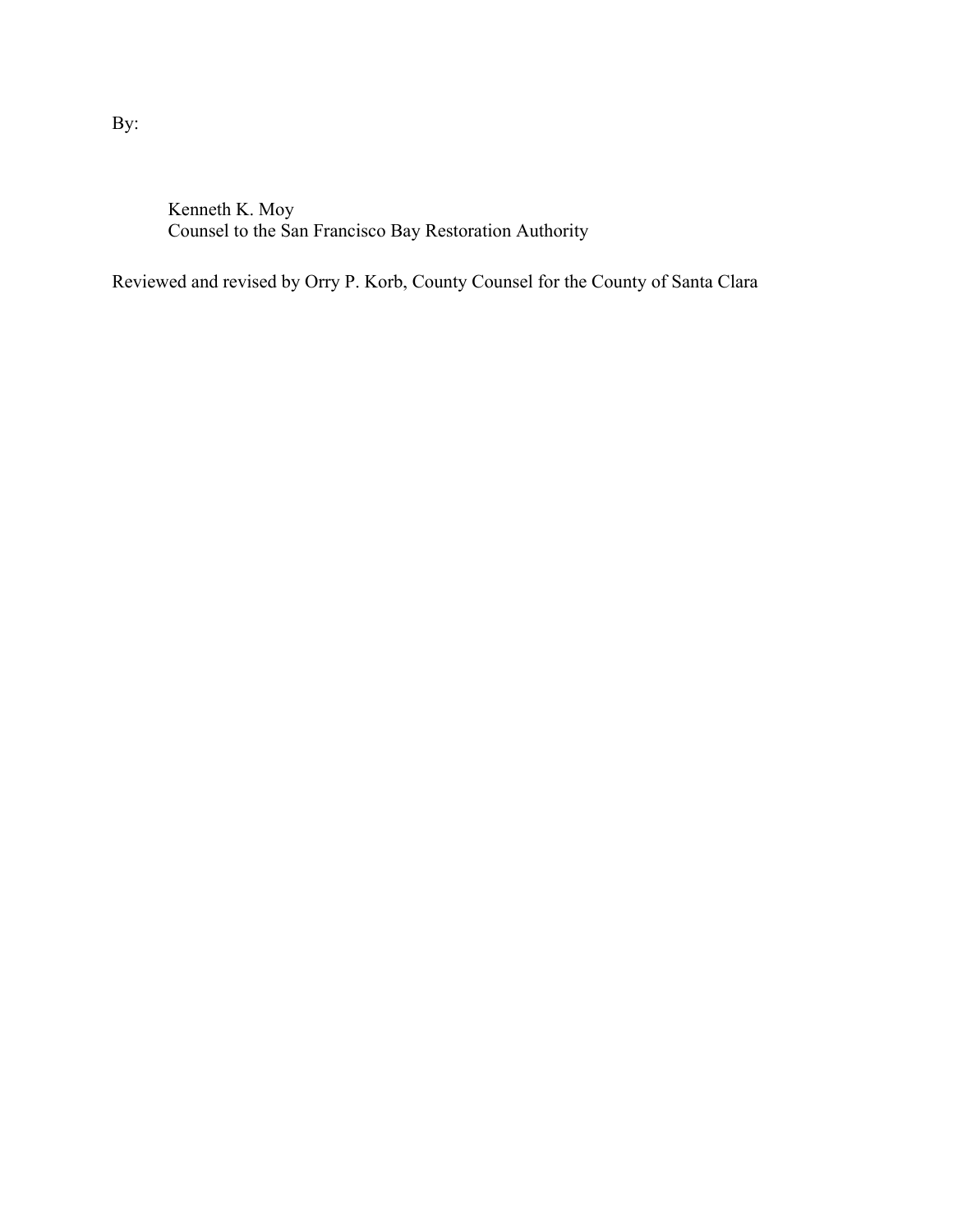By:

Kenneth K. Moy
Counsel to the San Francisco Bay Restoration Authority

Reviewed and revised by Orry P. Korb, County Counsel for the County of Santa Clara